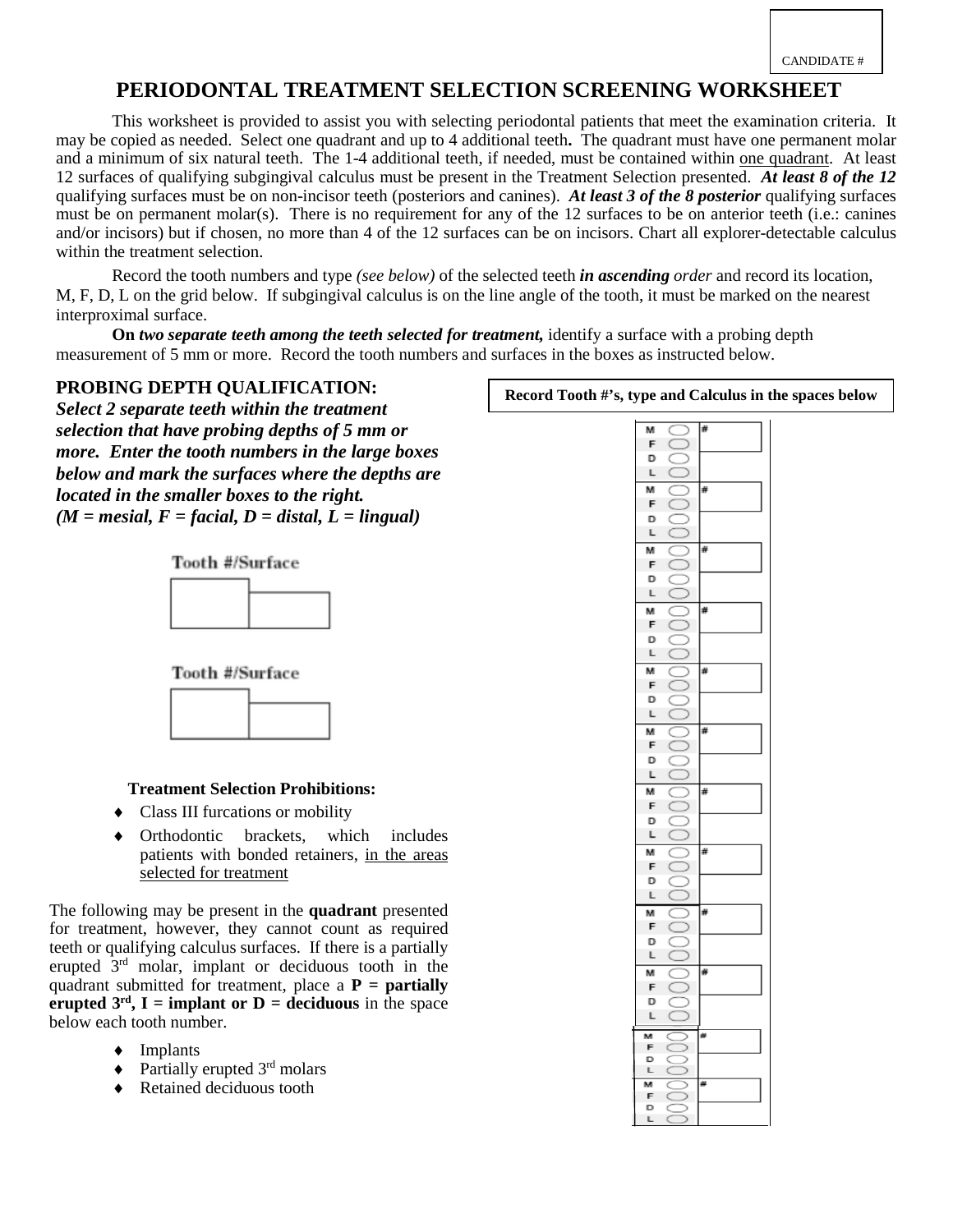CANDIDATE #

# PERIODONTAL TREATMENT SELECTION SCREENING WORKSHEET

This worksheet is provided to assist you with selecting periodontal patients that meet the examination criteria. It may be copied as needed. Select one quadrant and up to 4 additional teeth**.** The quadrant must have one permanent molar and a minimum of six natural teeth. The 1-4 additional teeth, if needed, must be contained within one quadrant. At least 12 surfaces of qualifying subgingival calculus must be present in the Treatment Selection presented. ***At least 8 of the 12*** qualifying surfaces must be on non-incisor teeth (posteriors and canines). ***At least 3 of the 8 posterior*** qualifying surfaces must be on permanent molar(s). There is no requirement for any of the 12 surfaces to be on anterior teeth (i.e.: canines and/or incisors) but if chosen, no more than 4 of the 12 surfaces can be on incisors. Chart all explorer-detectable calculus within the treatment selection.

Record the tooth numbers and type *(see below)* of the selected teeth ***in ascending*** *order* and record its location, M, F, D, L on the grid below. If subgingival calculus is on the line angle of the tooth, it must be marked on the nearest interproximal surface.

**On** ***two separate teeth among the teeth selected for treatment,*** identify a surface with a probing depth measurement of 5 mm or more. Record the tooth numbers and surfaces in the boxes as instructed below.

## PROBING DEPTH QUALIFICATION:

***Select 2 separate teeth within the treatment selection that have probing depths of 5 mm or more. Enter the tooth numbers in the large boxes below and mark the surfaces where the depths are located in the smaller boxes to the right.***
***(M = mesial, F = facial, D = distal, L = lingual)***

| Tooth #/Surface | |
|---|---|
| | |

| Tooth #/Surface | |
|---|---|
| | |

**Treatment Selection Prohibitions:**

- Class III furcations or mobility
- Orthodontic brackets, which includes patients with bonded retainers, in the areas selected for treatment

The following may be present in the **quadrant** presented for treatment, however, they cannot count as required teeth or qualifying calculus surfaces. If there is a partially erupted 3rd molar, implant or deciduous tooth in the quadrant submitted for treatment, place a **P = partially erupted 3rd, I = implant or D = deciduous** in the space below each tooth number.

- Implants
- Partially erupted 3rd molars
- Retained deciduous tooth

**Record Tooth #'s, type and Calculus in the spaces below**

| Surfaces | Tooth # |
|---|---|
| M ◯ F ◯ D ◯ L ◯ | # |
| M ◯ F ◯ D ◯ L ◯ | # |
| M ◯ F ◯ D ◯ L ◯ | # |
| M ◯ F ◯ D ◯ L ◯ | # |
| M ◯ F ◯ D ◯ L ◯ | # |
| M ◯ F ◯ D ◯ L ◯ | # |
| M ◯ F ◯ D ◯ L ◯ | # |
| M ◯ F ◯ D ◯ L ◯ | # |
| M ◯ F ◯ D ◯ L ◯ | # |
| M ◯ F ◯ D ◯ L ◯ | # |
| M ◯ F ◯ D ◯ L ◯ | # |
| M ◯ F ◯ D ◯ L ◯ | # |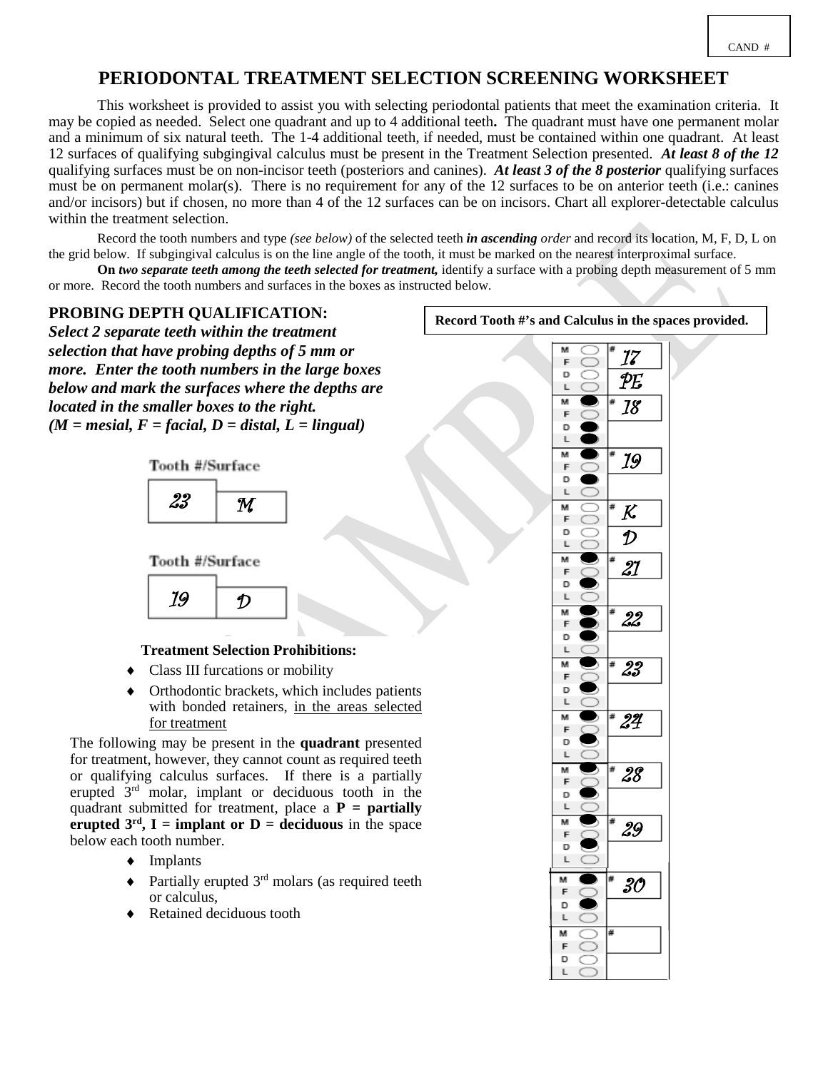CAND #

# PERIODONTAL TREATMENT SELECTION SCREENING WORKSHEET

This worksheet is provided to assist you with selecting periodontal patients that meet the examination criteria. It may be copied as needed. Select one quadrant and up to 4 additional teeth**.** The quadrant must have one permanent molar and a minimum of six natural teeth. The 1-4 additional teeth, if needed, must be contained within one quadrant. At least 12 surfaces of qualifying subgingival calculus must be present in the Treatment Selection presented. ***At least 8 of the 12*** qualifying surfaces must be on non-incisor teeth (posteriors and canines). ***At least 3 of the 8 posterior*** qualifying surfaces must be on permanent molar(s). There is no requirement for any of the 12 surfaces to be on anterior teeth (i.e.: canines and/or incisors) but if chosen, no more than 4 of the 12 surfaces can be on incisors. Chart all explorer-detectable calculus within the treatment selection.

Record the tooth numbers and type *(see below)* of the selected teeth ***in ascending*** *order* and record its location, M, F, D, L on the grid below. If subgingival calculus is on the line angle of the tooth, it must be marked on the nearest interproximal surface.

**On** ***two separate teeth among the teeth selected for treatment,*** identify a surface with a probing depth measurement of 5 mm or more. Record the tooth numbers and surfaces in the boxes as instructed below.

**PROBING DEPTH QUALIFICATION:**
***Select 2 separate teeth within the treatment selection that have probing depths of 5 mm or more. Enter the tooth numbers in the large boxes below and mark the surfaces where the depths are located in the smaller boxes to the right.***
***(M = mesial, F = facial, D = distal, L = lingual)***

| Tooth # | Surface |
|---|---|
| 23 | M |
| 19 | D |

**Treatment Selection Prohibitions:**

- Class III furcations or mobility
- Orthodontic brackets, which includes patients with bonded retainers, in the areas selected for treatment

The following may be present in the **quadrant** presented for treatment, however, they cannot count as required teeth or qualifying calculus surfaces. If there is a partially erupted 3rd molar, implant or deciduous tooth in the quadrant submitted for treatment, place a **P = partially erupted 3rd, I = implant or D = deciduous** in the space below each tooth number.

- Implants
- Partially erupted 3rd molars (as required teeth or calculus,
- Retained deciduous tooth

**Record Tooth #'s and Calculus in the spaces provided.**

| Tooth # | Type | M | F | D | L |
|---|---|---|---|---|---|
| 17 | PE | ○ | ○ | ○ | ○ |
| 18 | | ● | ○ | ● | ● |
| 19 | | ● | ○ | ● | ○ |
| K | D | ○ | ○ | ○ | ○ |
| 21 | | ● | ○ | ● | ○ |
| 22 | | ● | ● | ● | ○ |
| 23 | | ● | ○ | ● | ○ |
| 24 | | ● | ○ | ● | ○ |
| 28 | | ● | ○ | ● | ○ |
| 29 | | ● | ○ | ● | ○ |
| 30 | | ● | ○ | ● | ○ |
| | | ○ | ○ | ○ | ○ |

SAMPLE